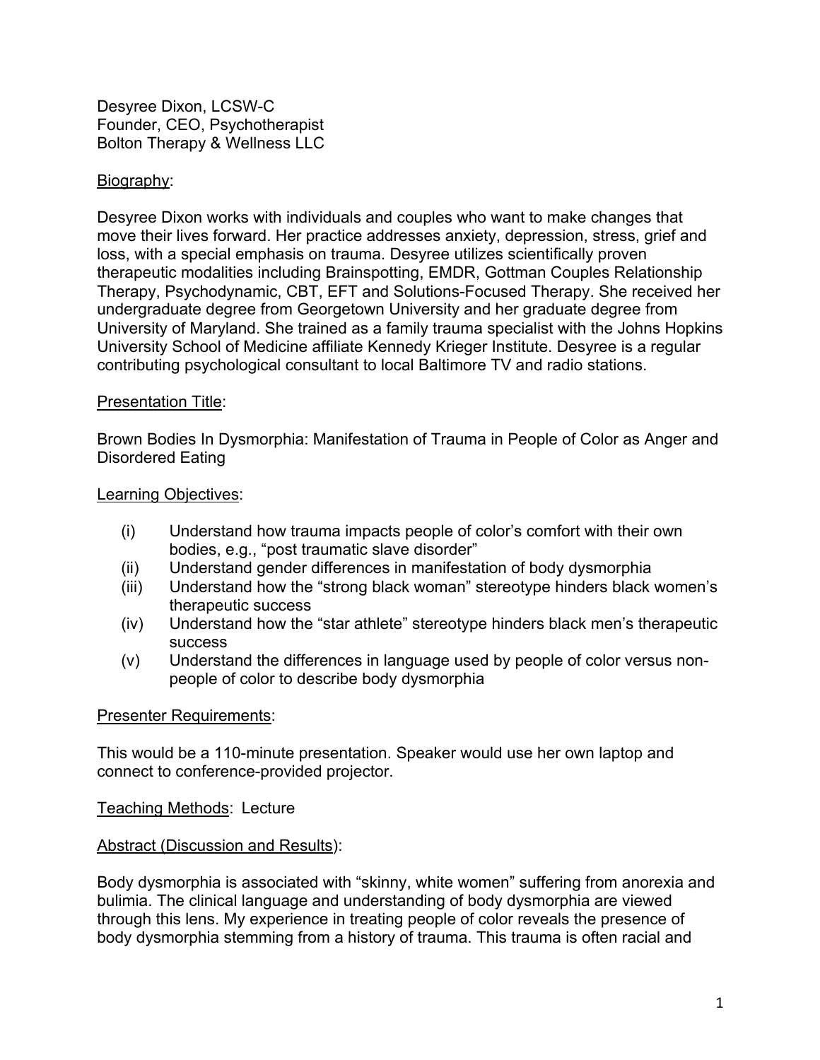Desyree Dixon, LCSW-C
Founder, CEO, Psychotherapist
Bolton Therapy & Wellness LLC

Biography:

Desyree Dixon works with individuals and couples who want to make changes that move their lives forward. Her practice addresses anxiety, depression, stress, grief and loss, with a special emphasis on trauma. Desyree utilizes scientifically proven therapeutic modalities including Brainspotting, EMDR, Gottman Couples Relationship Therapy, Psychodynamic, CBT, EFT and Solutions-Focused Therapy. She received her undergraduate degree from Georgetown University and her graduate degree from University of Maryland. She trained as a family trauma specialist with the Johns Hopkins University School of Medicine affiliate Kennedy Krieger Institute. Desyree is a regular contributing psychological consultant to local Baltimore TV and radio stations.

Presentation Title:

Brown Bodies In Dysmorphia: Manifestation of Trauma in People of Color as Anger and Disordered Eating

Learning Objectives:

(i) Understand how trauma impacts people of color's comfort with their own bodies, e.g., "post traumatic slave disorder"
(ii) Understand gender differences in manifestation of body dysmorphia
(iii) Understand how the "strong black woman" stereotype hinders black women's therapeutic success
(iv) Understand how the "star athlete" stereotype hinders black men's therapeutic success
(v) Understand the differences in language used by people of color versus non-people of color to describe body dysmorphia

Presenter Requirements:

This would be a 110-minute presentation. Speaker would use her own laptop and connect to conference-provided projector.

Teaching Methods: Lecture

Abstract (Discussion and Results):

Body dysmorphia is associated with "skinny, white women" suffering from anorexia and bulimia. The clinical language and understanding of body dysmorphia are viewed through this lens. My experience in treating people of color reveals the presence of body dysmorphia stemming from a history of trauma. This trauma is often racial and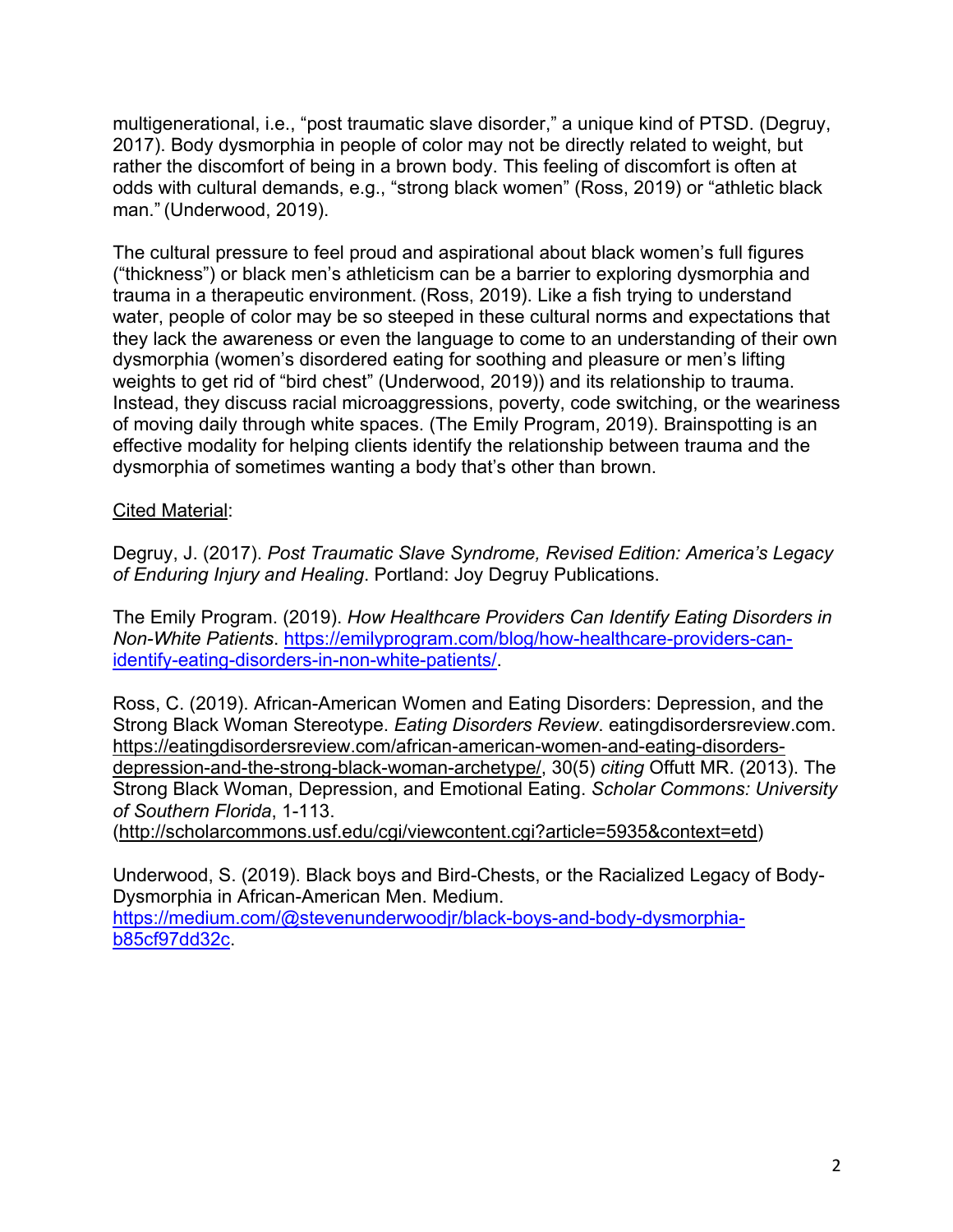multigenerational, i.e., "post traumatic slave disorder," a unique kind of PTSD. (Degruy, 2017). Body dysmorphia in people of color may not be directly related to weight, but rather the discomfort of being in a brown body. This feeling of discomfort is often at odds with cultural demands, e.g., "strong black women" (Ross, 2019) or "athletic black man." (Underwood, 2019).

The cultural pressure to feel proud and aspirational about black women's full figures ("thickness") or black men's athleticism can be a barrier to exploring dysmorphia and trauma in a therapeutic environment. (Ross, 2019). Like a fish trying to understand water, people of color may be so steeped in these cultural norms and expectations that they lack the awareness or even the language to come to an understanding of their own dysmorphia (women's disordered eating for soothing and pleasure or men's lifting weights to get rid of "bird chest" (Underwood, 2019)) and its relationship to trauma. Instead, they discuss racial microaggressions, poverty, code switching, or the weariness of moving daily through white spaces. (The Emily Program, 2019). Brainspotting is an effective modality for helping clients identify the relationship between trauma and the dysmorphia of sometimes wanting a body that's other than brown.

<u>Cited Material</u>:

Degruy, J. (2017). *Post Traumatic Slave Syndrome, Revised Edition: America's Legacy of Enduring Injury and Healing*. Portland: Joy Degruy Publications.

The Emily Program. (2019). *How Healthcare Providers Can Identify Eating Disorders in Non-White Patients*. https://emilyprogram.com/blog/how-healthcare-providers-can-identify-eating-disorders-in-non-white-patients/.

Ross, C. (2019). African-American Women and Eating Disorders: Depression, and the Strong Black Woman Stereotype. *Eating Disorders Review*. eatingdisordersreview.com. https://eatingdisordersreview.com/african-american-women-and-eating-disorders-depression-and-the-strong-black-woman-archetype/, 30(5) *citing* Offutt MR. (2013). The Strong Black Woman, Depression, and Emotional Eating. *Scholar Commons: University of Southern Florida*, 1-113. (http://scholarcommons.usf.edu/cgi/viewcontent.cgi?article=5935&context=etd)

Underwood, S. (2019). Black boys and Bird-Chests, or the Racialized Legacy of Body-Dysmorphia in African-American Men. Medium. https://medium.com/@stevenunderwoodjr/black-boys-and-body-dysmorphia-b85cf97dd32c.